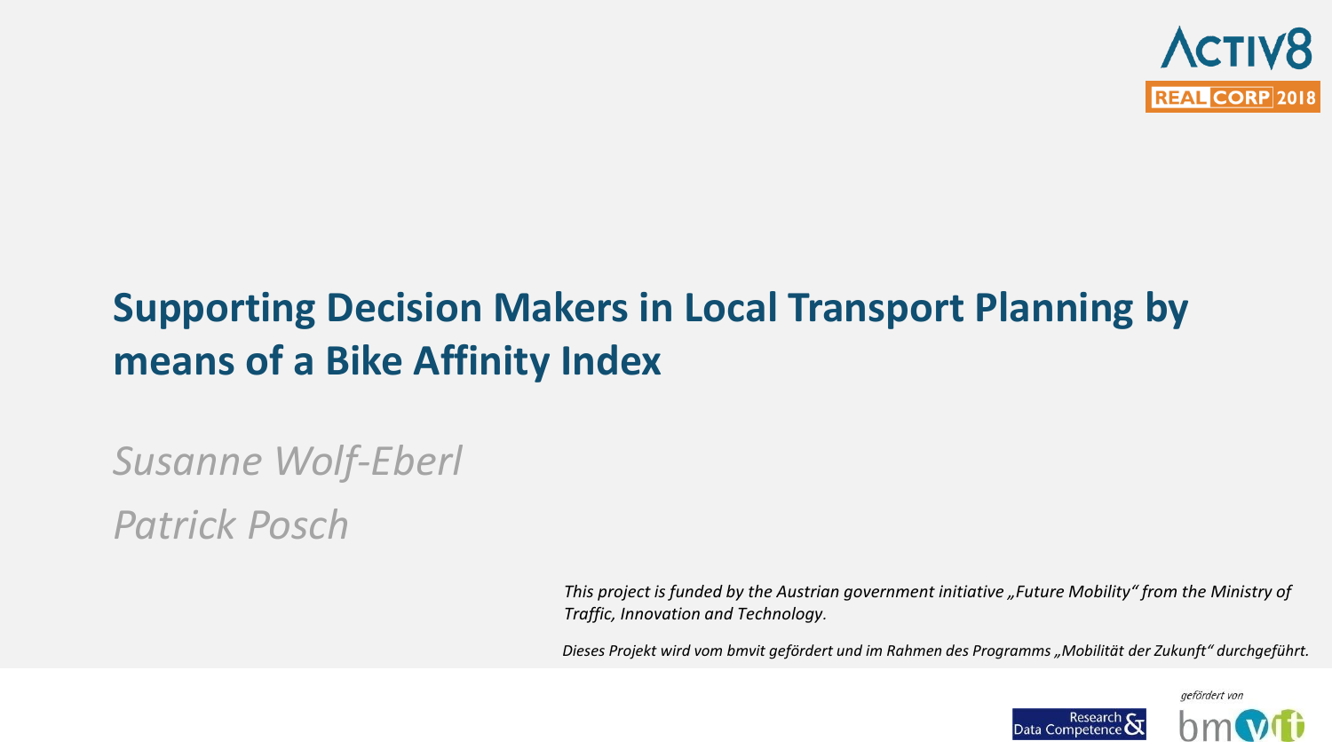ACTIV8

REAL CORP 2018

# Supporting Decision Makers in Local Transport Planning by means of a Bike Affinity Index

*Susanne Wolf-Eberl*

*Patrick Posch*

*This project is funded by the Austrian government initiative „Future Mobility" from the Ministry of Traffic, Innovation and Technology.*

*Dieses Projekt wird vom bmvit gefördert und im Rahmen des Programms „Mobilität der Zukunft" durchgeführt.*

Research & Data Competence

*gefördert von*

bmvit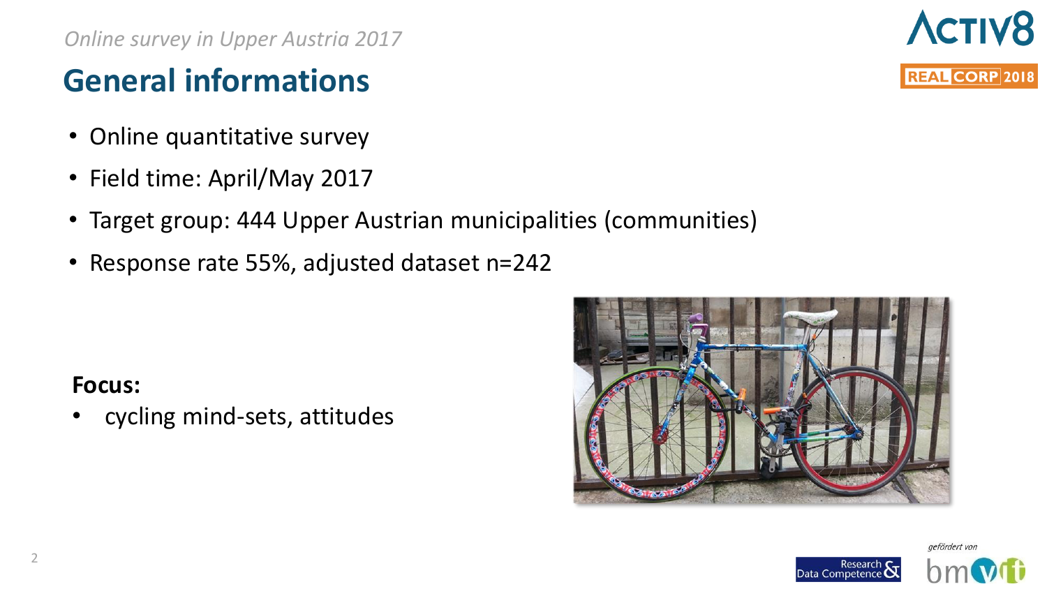*Online survey in Upper Austria 2017*

# General informations

- Online quantitative survey
- Field time: April/May 2017
- Target group: 444 Upper Austrian municipalities (communities)
- Response rate 55%, adjusted dataset n=242

**Focus:**

- cycling mind-sets, attitudes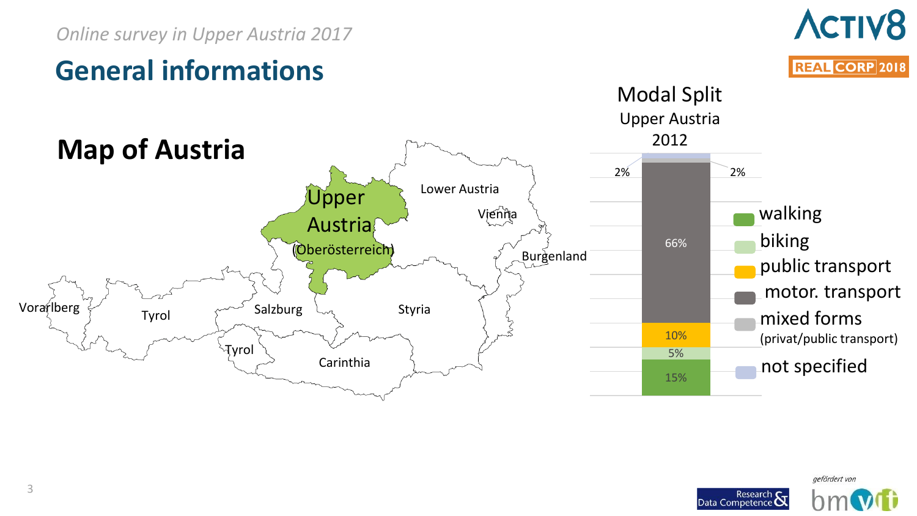*Online survey in Upper Austria 2017*

# General informations

## Map of Austria

Upper Austria (Oberösterreich)

Lower Austria

Vienna

Burgenland

Vorarlberg

Tyrol

Salzburg

Styria

Tyrol

Carinthia

### Modal Split Upper Austria 2012

| Mode | Share |
| --- | --- |
| walking | 15% |
| biking | 5% |
| public transport | 10% |
| motor. transport | 66% |
| mixed forms (privat/public transport) | 2% |
| not specified | 2% |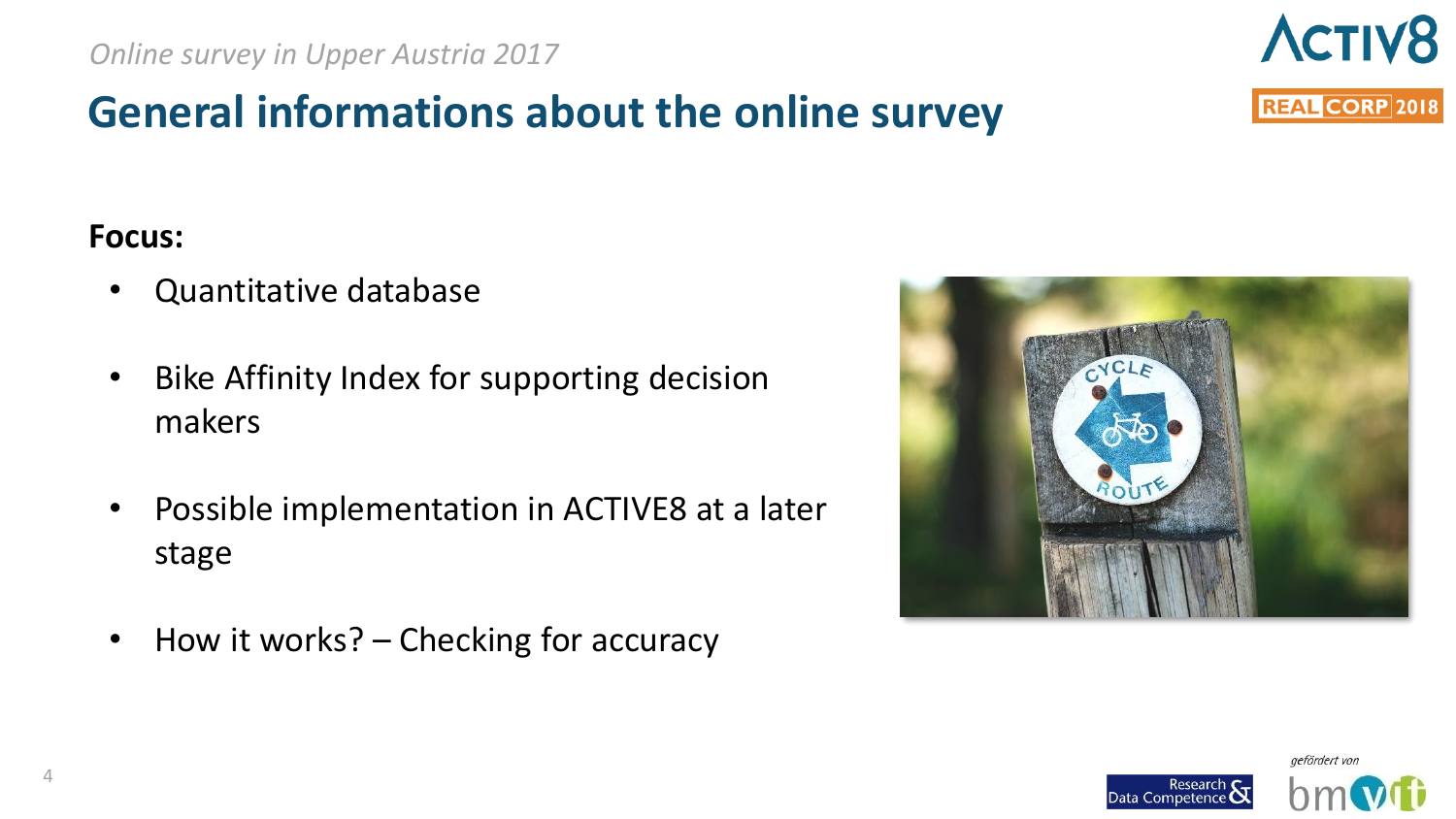*Online survey in Upper Austria 2017*

# General informations about the online survey

**Focus:**

- Quantitative database
- Bike Affinity Index for supporting decision makers
- Possible implementation in ACTIVE8 at a later stage
- How it works? – Checking for accuracy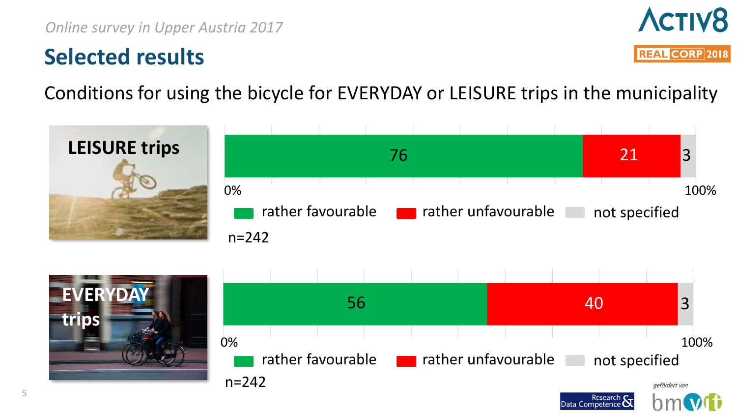*Online survey in Upper Austria 2017*

# Selected results

Conditions for using the bicycle for EVERYDAY or LEISURE trips in the municipality

**LEISURE trips**

| rather favourable | rather unfavourable | not specified |
|---|---|---|
| 76 | 21 | 3 |

n=242

**EVERYDAY trips**

| rather favourable | rather unfavourable | not specified |
|---|---|---|
| 56 | 40 | 3 |

n=242

gefördert von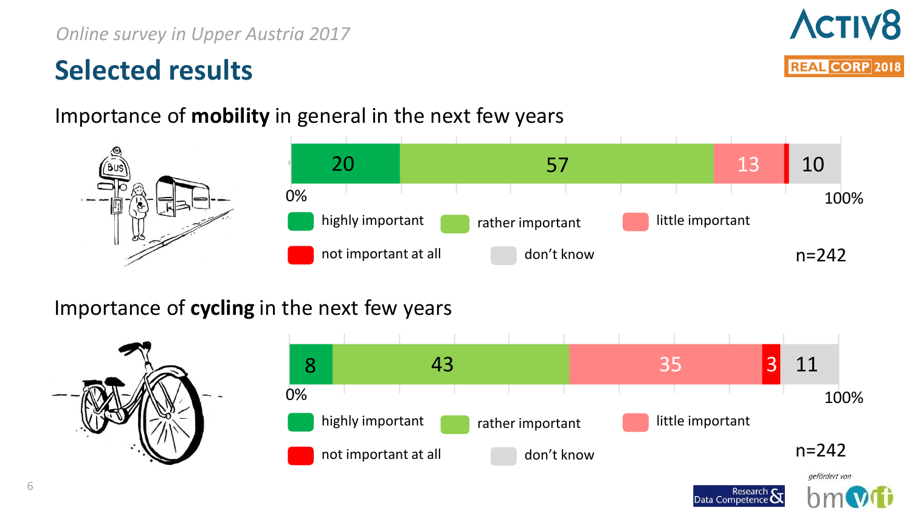*Online survey in Upper Austria 2017*

# Selected results

## Importance of **mobility** in general in the next few years

| highly important | rather important | little important | not important at all | don't know |
|---|---|---|---|---|
| 20 | 57 | 13 | | 10 |

n=242

## Importance of **cycling** in the next few years

| highly important | rather important | little important | not important at all | don't know |
|---|---|---|---|---|
| 8 | 43 | 35 | 3 | 11 |

n=242

gefördert von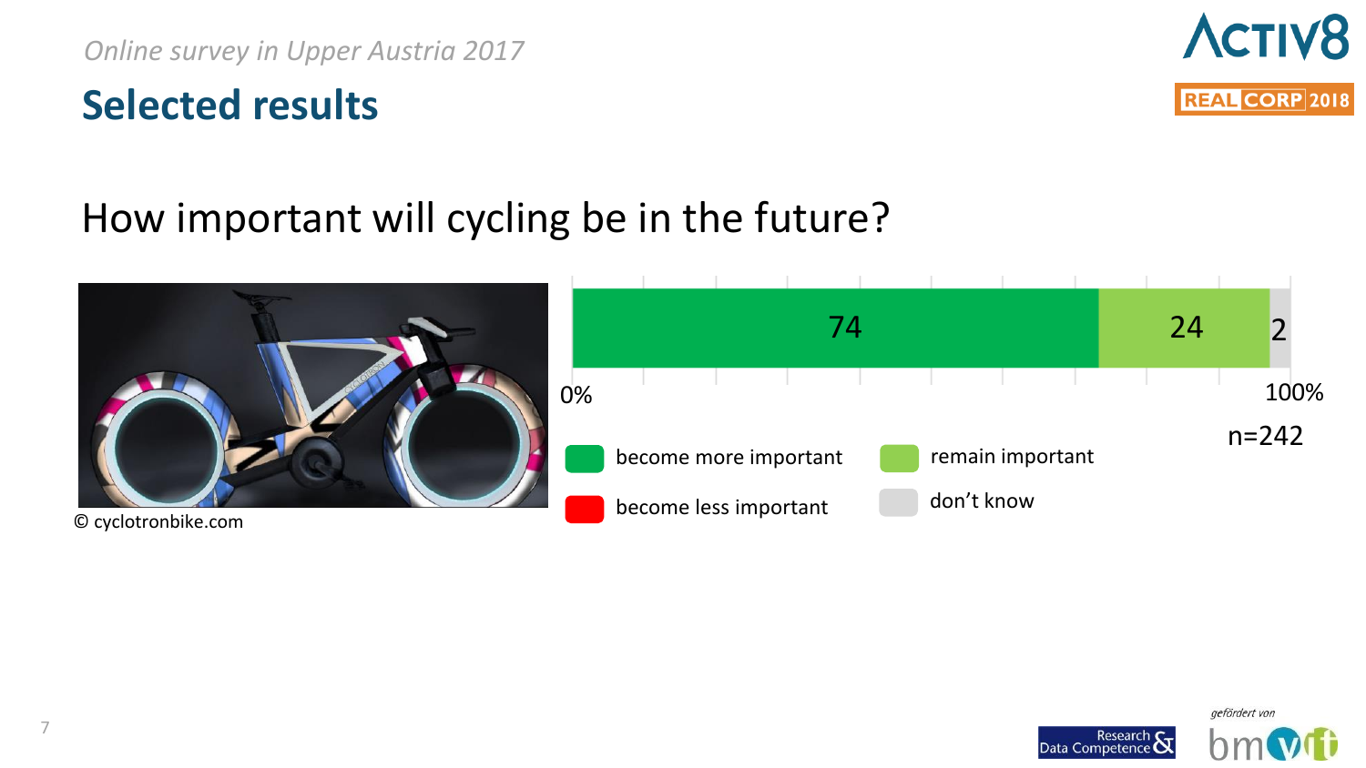*Online survey in Upper Austria 2017*

# Selected results

## How important will cycling be in the future?

© cyclotronbike.com

| become more important | remain important | become less important | don't know |
|---|---|---|---|
| 74 | 24 | | 2 |

0% – 100%

n=242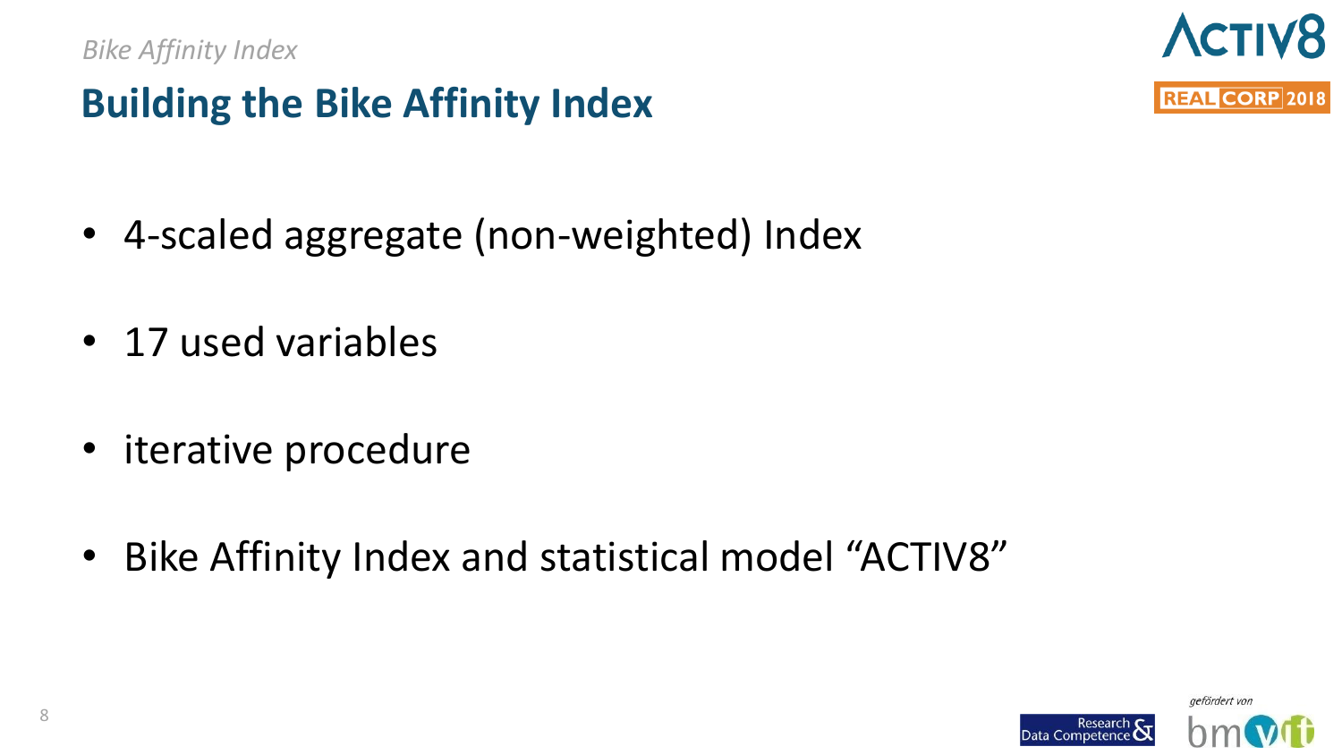*Bike Affinity Index*

## Building the Bike Affinity Index

- 4-scaled aggregate (non-weighted) Index
- 17 used variables
- iterative procedure
- Bike Affinity Index and statistical model “ACTIV8”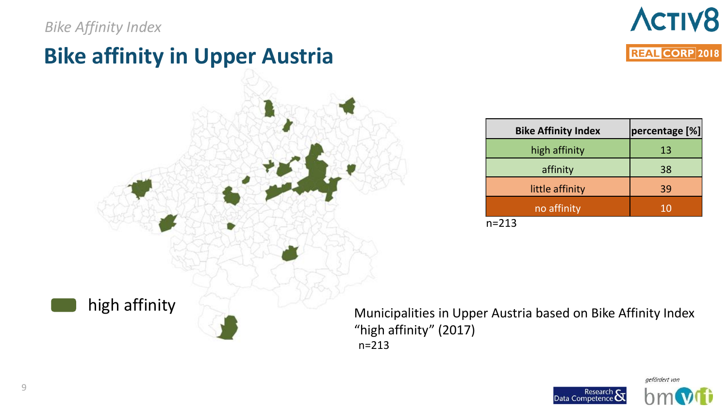*Bike Affinity Index*

# Bike affinity in Upper Austria

| Bike Affinity Index | percentage [%] |
| --- | --- |
| high affinity | 13 |
| affinity | 38 |
| little affinity | 39 |
| no affinity | 10 |

n=213

high affinity

Municipalities in Upper Austria based on Bike Affinity Index "high affinity" (2017)
n=213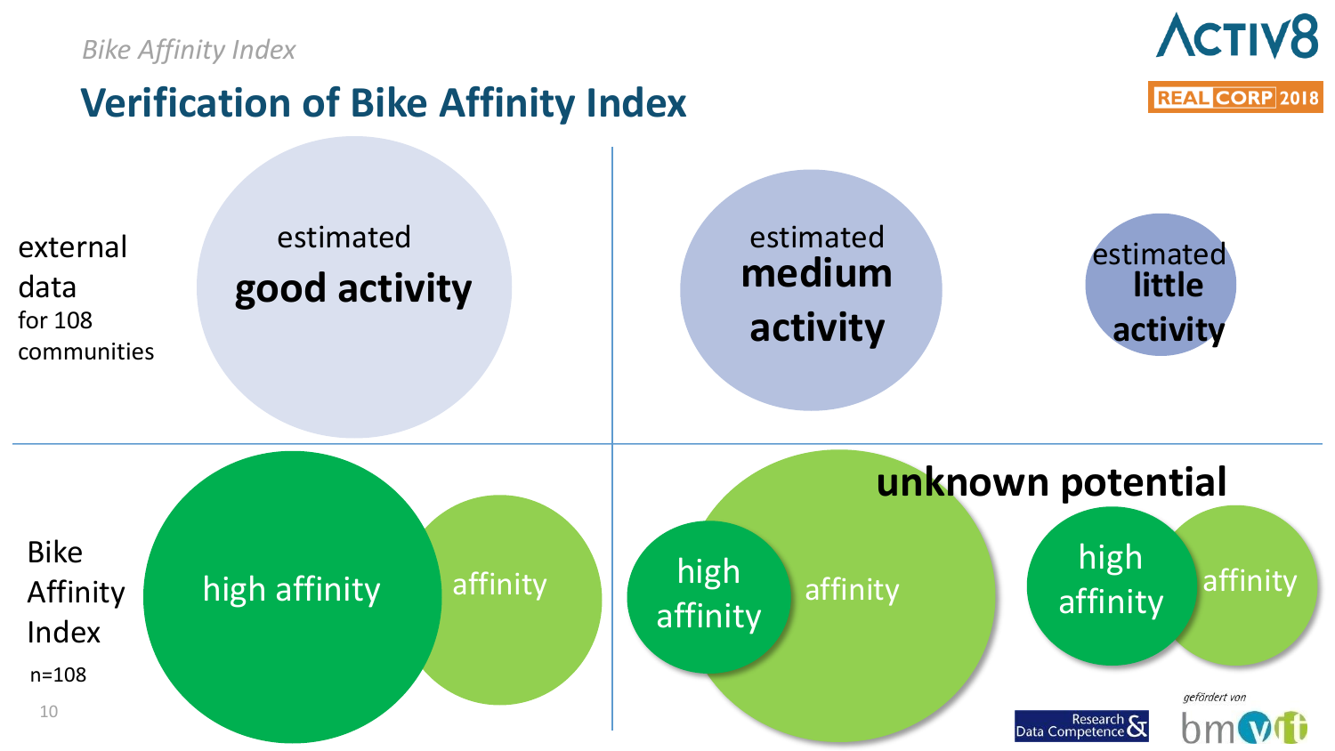*Bike Affinity Index*

# Verification of Bike Affinity Index

external data for 108 communities

estimated **good activity**

estimated **medium activity**

estimated **little activity**

Bike Affinity Index n=108

high affinity

affinity

high affinity

affinity

**unknown potential**

high affinity

affinity

gefördert von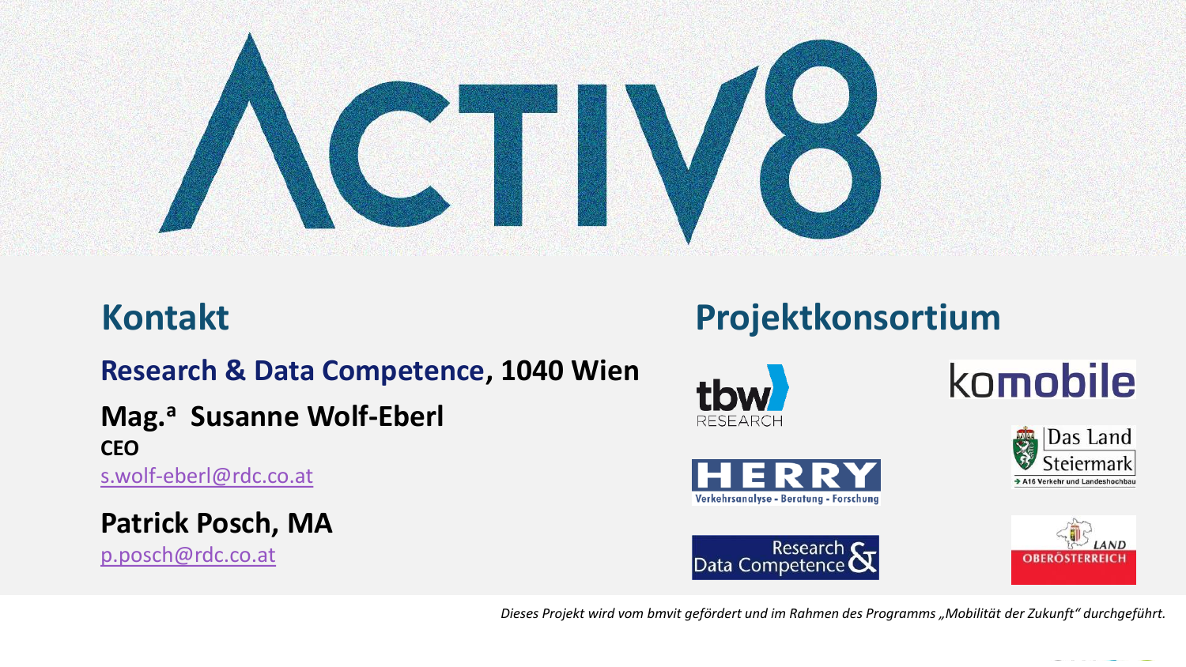# ACTIV8

## Kontakt

**Research & Data Competence, 1040 Wien**

**Mag.[a] Susanne Wolf-Eberl**
**CEO**
s.wolf-eberl@rdc.co.at

**Patrick Posch, MA**
p.posch@rdc.co.at

## Projektkonsortium

tbw RESEARCH

komobile

Das Land Steiermark – A16 Verkehr und Landeshochbau

HERRY Verkehrsanalyse - Beratung - Forschung

Research & Data Competence

LAND OBERÖSTERREICH

*Dieses Projekt wird vom bmvit gefördert und im Rahmen des Programms „Mobilität der Zukunft“ durchgeführt.*